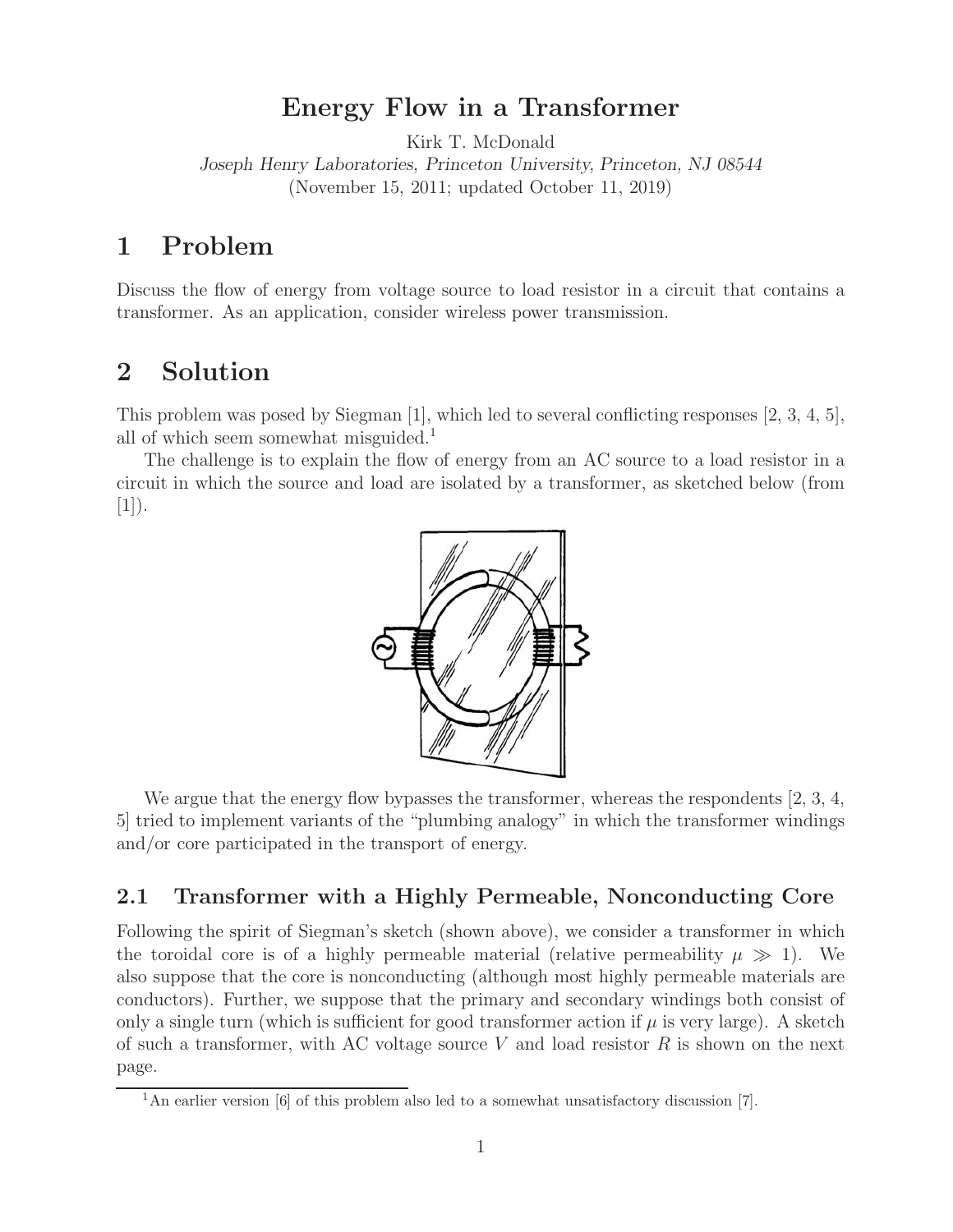# Energy Flow in a Transformer

Kirk T. McDonald

*Joseph Henry Laboratories, Princeton University, Princeton, NJ 08544*

(November 15, 2011; updated October 11, 2019)

## 1 Problem

Discuss the flow of energy from voltage source to load resistor in a circuit that contains a transformer. As an application, consider wireless power transmission.

## 2 Solution

This problem was posed by Siegman [1], which led to several conflicting responses [2, 3, 4, 5], all of which seem somewhat misguided.[1]

The challenge is to explain the flow of energy from an AC source to a load resistor in a circuit in which the source and load are isolated by a transformer, as sketched below (from [1]).

We argue that the energy flow bypasses the transformer, whereas the respondents [2, 3, 4, 5] tried to implement variants of the "plumbing analogy" in which the transformer windings and/or core participated in the transport of energy.

### 2.1 Transformer with a Highly Permeable, Nonconducting Core

Following the spirit of Siegman's sketch (shown above), we consider a transformer in which the toroidal core is of a highly permeable material (relative permeability $\mu \gg 1$). We also suppose that the core is nonconducting (although most highly permeable materials are conductors). Further, we suppose that the primary and secondary windings both consist of only a single turn (which is sufficient for good transformer action if $\mu$ is very large). A sketch of such a transformer, with AC voltage source $V$ and load resistor $R$ is shown on the next page.

[1] An earlier version [6] of this problem also led to a somewhat unsatisfactory discussion [7].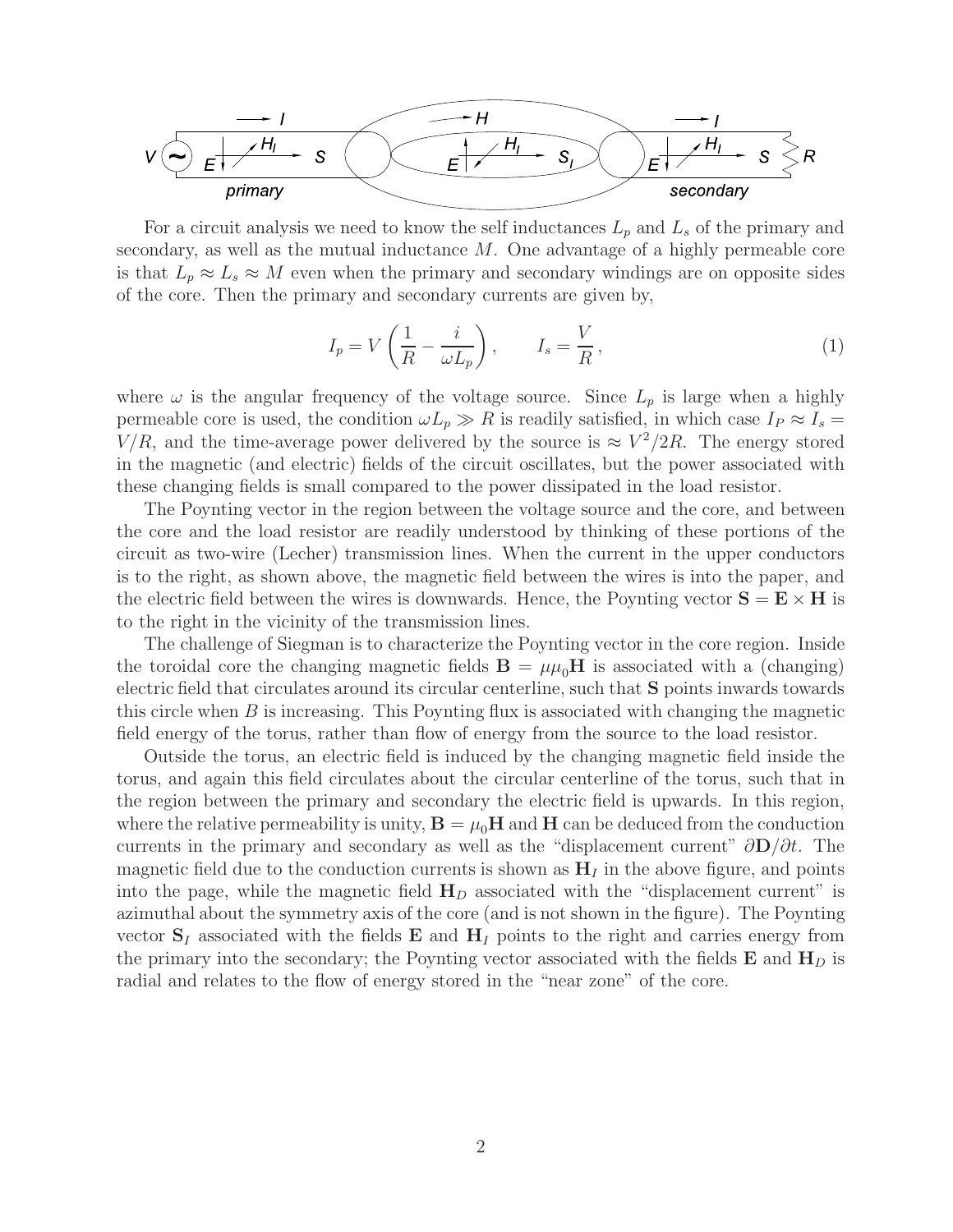For a circuit analysis we need to know the self inductances $L_p$ and $L_s$ of the primary and secondary, as well as the mutual inductance $M$. One advantage of a highly permeable core is that $L_p \approx L_s \approx M$ even when the primary and secondary windings are on opposite sides of the core. Then the primary and secondary currents are given by,

$$I_p = V\left(\frac{1}{R} - \frac{i}{\omega L_p}\right), \qquad I_s = \frac{V}{R}, \tag{1}$$

where $\omega$ is the angular frequency of the voltage source. Since $L_p$ is large when a highly permeable core is used, the condition $\omega L_p \gg R$ is readily satisfied, in which case $I_P \approx I_s = V/R$, and the time-average power delivered by the source is $\approx V^2/2R$. The energy stored in the magnetic (and electric) fields of the circuit oscillates, but the power associated with these changing fields is small compared to the power dissipated in the load resistor.

The Poynting vector in the region between the voltage source and the core, and between the core and the load resistor are readily understood by thinking of these portions of the circuit as two-wire (Lecher) transmission lines. When the current in the upper conductors is to the right, as shown above, the magnetic field between the wires is into the paper, and the electric field between the wires is downwards. Hence, the Poynting vector $\mathbf{S} = \mathbf{E} \times \mathbf{H}$ is to the right in the vicinity of the transmission lines.

The challenge of Siegman is to characterize the Poynting vector in the core region. Inside the toroidal core the changing magnetic fields $\mathbf{B} = \mu\mu_0\mathbf{H}$ is associated with a (changing) electric field that circulates around its circular centerline, such that $\mathbf{S}$ points inwards towards this circle when $B$ is increasing. This Poynting flux is associated with changing the magnetic field energy of the torus, rather than flow of energy from the source to the load resistor.

Outside the torus, an electric field is induced by the changing magnetic field inside the torus, and again this field circulates about the circular centerline of the torus, such that in the region between the primary and secondary the electric field is upwards. In this region, where the relative permeability is unity, $\mathbf{B} = \mu_0\mathbf{H}$ and $\mathbf{H}$ can be deduced from the conduction currents in the primary and secondary as well as the "displacement current" $\partial\mathbf{D}/\partial t$. The magnetic field due to the conduction currents is shown as $\mathbf{H}_I$ in the above figure, and points into the page, while the magnetic field $\mathbf{H}_D$ associated with the "displacement current" is azimuthal about the symmetry axis of the core (and is not shown in the figure). The Poynting vector $\mathbf{S}_I$ associated with the fields $\mathbf{E}$ and $\mathbf{H}_I$ points to the right and carries energy from the primary into the secondary; the Poynting vector associated with the fields $\mathbf{E}$ and $\mathbf{H}_D$ is radial and relates to the flow of energy stored in the "near zone" of the core.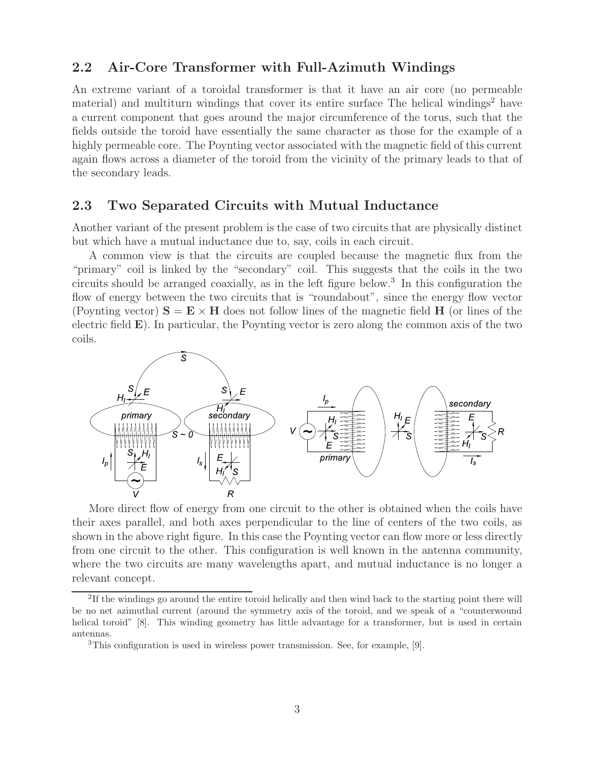## 2.2 Air-Core Transformer with Full-Azimuth Windings

An extreme variant of a toroidal transformer is that it have an air core (no permeable material) and multiturn windings that cover its entire surface The helical windings[2] have a current component that goes around the major circumference of the torus, such that the fields outside the toroid have essentially the same character as those for the example of a highly permeable core. The Poynting vector associated with the magnetic field of this current again flows across a diameter of the toroid from the vicinity of the primary leads to that of the secondary leads.

## 2.3 Two Separated Circuits with Mutual Inductance

Another variant of the present problem is the case of two circuits that are physically distinct but which have a mutual inductance due to, say, coils in each circuit.

A common view is that the circuits are coupled because the magnetic flux from the "primary" coil is linked by the "secondary" coil. This suggests that the coils in the two circuits should be arranged coaxially, as in the left figure below.[3] In this configuration the flow of energy between the two circuits that is "roundabout", since the energy flow vector (Poynting vector) $\mathbf{S} = \mathbf{E} \times \mathbf{H}$ does not follow lines of the magnetic field $\mathbf{H}$ (or lines of the electric field $\mathbf{E}$). In particular, the Poynting vector is zero along the common axis of the two coils.

More direct flow of energy from one circuit to the other is obtained when the coils have their axes parallel, and both axes perpendicular to the line of centers of the two coils, as shown in the above right figure. In this case the Poynting vector can flow more or less directly from one circuit to the other. This configuration is well known in the antenna community, where the two circuits are many wavelengths apart, and mutual inductance is no longer a relevant concept.

[2] If the windings go around the entire toroid helically and then wind back to the starting point there will be no net azimuthal current (around the symmetry axis of the toroid, and we speak of a "counterwound helical toroid" [8]. This winding geometry has little advantage for a transformer, but is used in certain antennas.

[3] This configuration is used in wireless power transmission. See, for example, [9].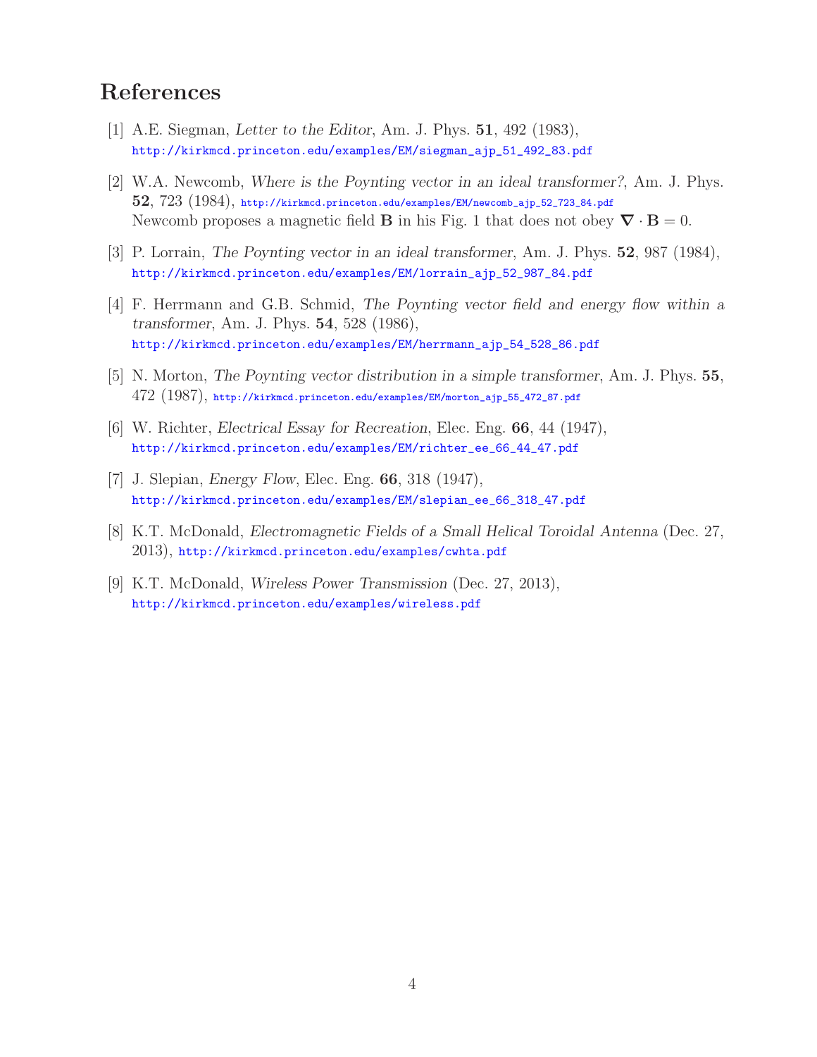## References

[1] A.E. Siegman, *Letter to the Editor*, Am. J. Phys. **51**, 492 (1983),
http://kirkmcd.princeton.edu/examples/EM/siegman_ajp_51_492_83.pdf

[2] W.A. Newcomb, *Where is the Poynting vector in an ideal transformer?*, Am. J. Phys. **52**, 723 (1984), http://kirkmcd.princeton.edu/examples/EM/newcomb_ajp_52_723_84.pdf
Newcomb proposes a magnetic field $\mathbf{B}$ in his Fig. 1 that does not obey $\boldsymbol{\nabla} \cdot \mathbf{B} = 0$.

[3] P. Lorrain, *The Poynting vector in an ideal transformer*, Am. J. Phys. **52**, 987 (1984),
http://kirkmcd.princeton.edu/examples/EM/lorrain_ajp_52_987_84.pdf

[4] F. Herrmann and G.B. Schmid, *The Poynting vector field and energy flow within a transformer*, Am. J. Phys. **54**, 528 (1986),
http://kirkmcd.princeton.edu/examples/EM/herrmann_ajp_54_528_86.pdf

[5] N. Morton, *The Poynting vector distribution in a simple transformer*, Am. J. Phys. **55**, 472 (1987), http://kirkmcd.princeton.edu/examples/EM/morton_ajp_55_472_87.pdf

[6] W. Richter, *Electrical Essay for Recreation*, Elec. Eng. **66**, 44 (1947),
http://kirkmcd.princeton.edu/examples/EM/richter_ee_66_44_47.pdf

[7] J. Slepian, *Energy Flow*, Elec. Eng. **66**, 318 (1947),
http://kirkmcd.princeton.edu/examples/EM/slepian_ee_66_318_47.pdf

[8] K.T. McDonald, *Electromagnetic Fields of a Small Helical Toroidal Antenna* (Dec. 27, 2013), http://kirkmcd.princeton.edu/examples/cwhta.pdf

[9] K.T. McDonald, *Wireless Power Transmission* (Dec. 27, 2013),
http://kirkmcd.princeton.edu/examples/wireless.pdf